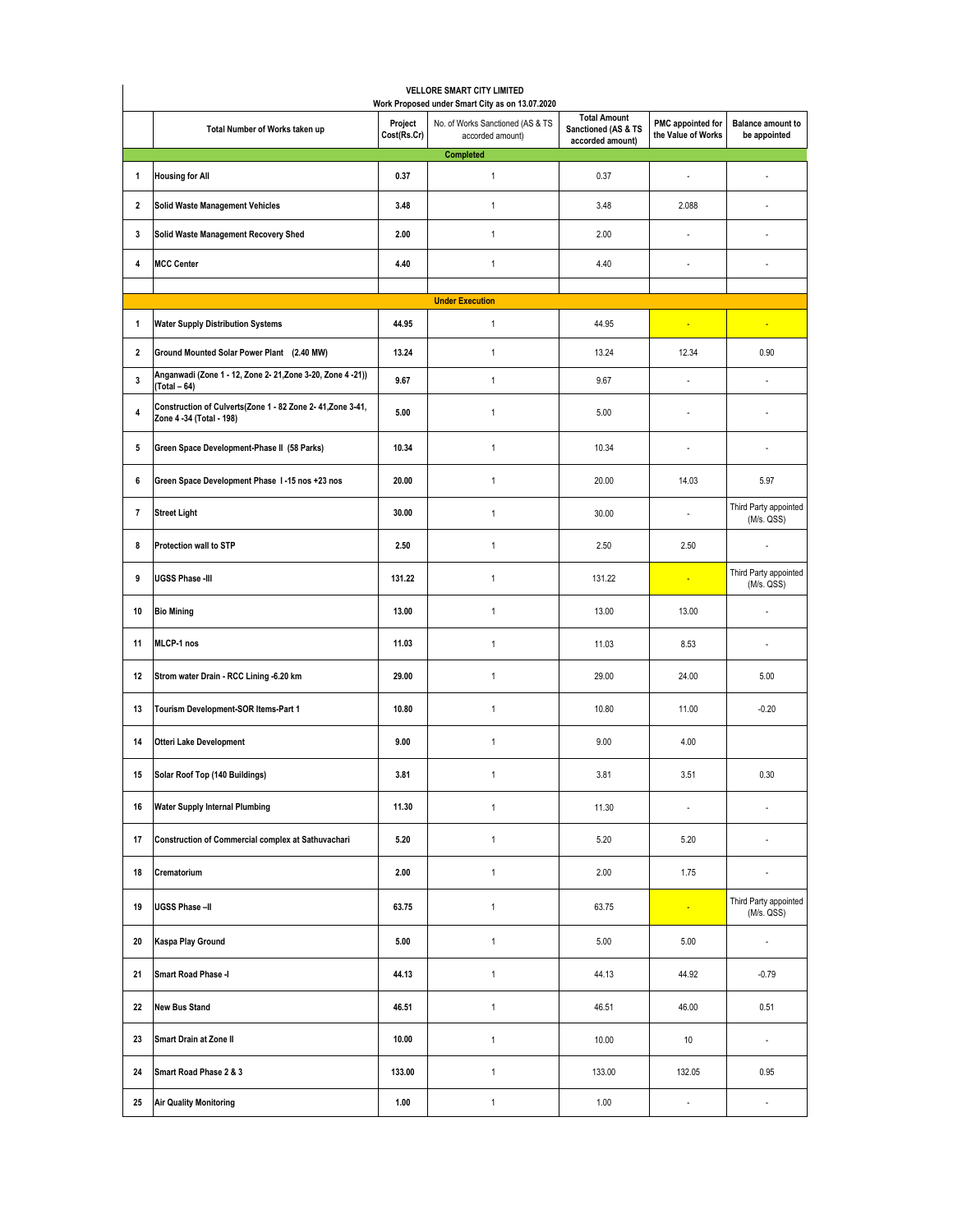**VELLORE SMART CITY LIMITED**

**Work Proposed under Smart City as on 13.07.2020**

| | Total Number of Works taken up | Project Cost(Rs.Cr) | No. of Works Sanctioned (AS & TS accorded amount) | Total Amount Sanctioned (AS & TS accorded amount) | PMC appointed for the Value of Works | Balance amount to be appointed |
|---|---|---|---|---|---|---|
| | | | **Completed** | | | |
| 1 | Housing for All | 0.37 | 1 | 0.37 | - | - |
| 2 | Solid Waste Management Vehicles | 3.48 | 1 | 3.48 | 2.088 | - |
| 3 | Solid Waste Management Recovery Shed | 2.00 | 1 | 2.00 | - | - |
| 4 | MCC Center | 4.40 | 1 | 4.40 | - | - |
| | | | | | | |
| | | | **Under Execution** | | | |
| 1 | Water Supply Distribution Systems | 44.95 | 1 | 44.95 | - | - |
| 2 | Ground Mounted Solar Power Plant (2.40 MW) | 13.24 | 1 | 13.24 | 12.34 | 0.90 |
| 3 | Anganwadi (Zone 1 - 12, Zone 2- 21,Zone 3-20, Zone 4 -21)) (Total – 64) | 9.67 | 1 | 9.67 | - | - |
| 4 | Construction of Culverts(Zone 1 - 82 Zone 2- 41,Zone 3-41, Zone 4 -34 (Total - 198) | 5.00 | 1 | 5.00 | - | - |
| 5 | Green Space Development-Phase II (58 Parks) | 10.34 | 1 | 10.34 | - | - |
| 6 | Green Space Development Phase I -15 nos +23 nos | 20.00 | 1 | 20.00 | 14.03 | 5.97 |
| 7 | Street Light | 30.00 | 1 | 30.00 | - | Third Party appointed (M/s. QSS) |
| 8 | Protection wall to STP | 2.50 | 1 | 2.50 | 2.50 | - |
| 9 | UGSS Phase -III | 131.22 | 1 | 131.22 | - | Third Party appointed (M/s. QSS) |
| 10 | Bio Mining | 13.00 | 1 | 13.00 | 13.00 | - |
| 11 | MLCP-1 nos | 11.03 | 1 | 11.03 | 8.53 | - |
| 12 | Strom water Drain - RCC Lining -6.20 km | 29.00 | 1 | 29.00 | 24.00 | 5.00 |
| 13 | Tourism Development-SOR Items-Part 1 | 10.80 | 1 | 10.80 | 11.00 | -0.20 |
| 14 | Otteri Lake Development | 9.00 | 1 | 9.00 | 4.00 | |
| 15 | Solar Roof Top (140 Buildings) | 3.81 | 1 | 3.81 | 3.51 | 0.30 |
| 16 | Water Supply Internal Plumbing | 11.30 | 1 | 11.30 | - | - |
| 17 | Construction of Commercial complex at Sathuvachari | 5.20 | 1 | 5.20 | 5.20 | - |
| 18 | Crematorium | 2.00 | 1 | 2.00 | 1.75 | - |
| 19 | UGSS Phase –II | 63.75 | 1 | 63.75 | - | Third Party appointed (M/s. QSS) |
| 20 | Kaspa Play Ground | 5.00 | 1 | 5.00 | 5.00 | - |
| 21 | Smart Road Phase -I | 44.13 | 1 | 44.13 | 44.92 | -0.79 |
| 22 | New Bus Stand | 46.51 | 1 | 46.51 | 46.00 | 0.51 |
| 23 | Smart Drain at Zone II | 10.00 | 1 | 10.00 | 10 | - |
| 24 | Smart Road Phase 2 & 3 | 133.00 | 1 | 133.00 | 132.05 | 0.95 |
| 25 | Air Quality Monitoring | 1.00 | 1 | 1.00 | - | - |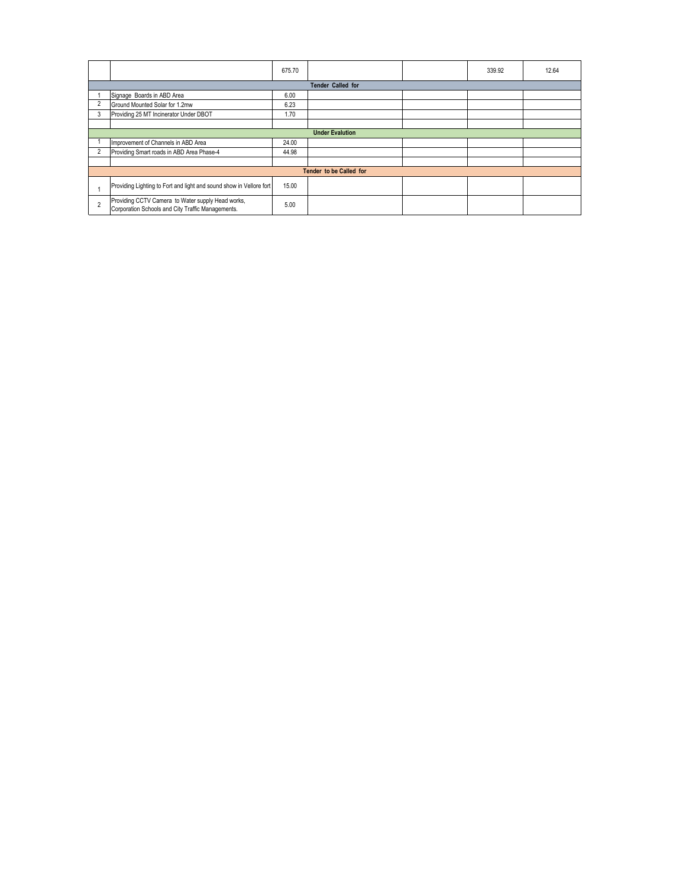| | | | | | | |
|---|---|---|---|---|---|---|
| | | 675.70 | | | 339.92 | 12.64 |
| **Tender Called for** | | | | | | |
| 1 | Signage Boards in ABD Area | 6.00 | | | | |
| 2 | Ground Mounted Solar for 1.2mw | 6.23 | | | | |
| 3 | Providing 25 MT Incinerator Under DBOT | 1.70 | | | | |
| | | | | | | |
| **Under Evalution** | | | | | | |
| 1 | Improvement of Channels in ABD Area | 24.00 | | | | |
| 2 | Providing Smart roads in ABD Area Phase-4 | 44.98 | | | | |
| | | | | | | |
| **Tender to be Called for** | | | | | | |
| 1 | Providing Lighting to Fort and light and sound show in Vellore fort | 15.00 | | | | |
| 2 | Providing CCTV Camera to Water supply Head works, Corporation Schools and City Traffic Managements. | 5.00 | | | | |